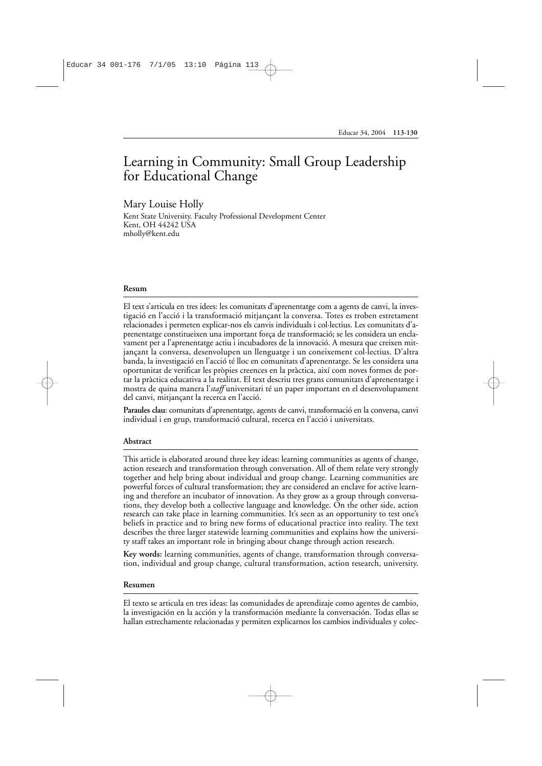# Learning in Community: Small Group Leadership for Educational Change

Mary Louise Holly

Kent State University. Faculty Professional Development Center
Kent, OH 44242 USA
mholly@kent.edu

### Resum

El text s'articula en tres idees: les comunitats d'aprenentatge com a agents de canvi, la investigació en l'acció i la transformació mitjançant la conversa. Totes es troben estretament relacionades i permeten explicar-nos els canvis individuals i col·lectius. Les comunitats d'aprenentatge constitueixen una important força de transformació; se les considera un enclavament per a l'aprenentatge actiu i incubadores de la innovació. A mesura que creixen mitjançant la conversa, desenvolupen un llenguatge i un coneixement col·lectius. D'altra banda, la investigació en l'acció té lloc en comunitats d'aprenentatge. Se les considera una oportunitat de verificar les pròpies creences en la pràctica, així com noves formes de portar la pràctica educativa a la realitat. El text descriu tres grans comunitats d'aprenentatge i mostra de quina manera l'*staff* universitari té un paper important en el desenvolupament del canvi, mitjançant la recerca en l'acció.

**Paraules clau**: comunitats d'aprenentatge, agents de canvi, transformació en la conversa, canvi individual i en grup, transformació cultural, recerca en l'acció i universitats.

### Abstract

This article is elaborated around three key ideas: learning communities as agents of change, action research and transformation through conversation. All of them relate very strongly together and help bring about individual and group change. Learning communities are powerful forces of cultural transformation; they are considered an enclave for active learning and therefore an incubator of innovation. As they grow as a group through conversations, they develop both a collective language and knowledge. On the other side, action research can take place in learning communities. It's seen as an opportunity to test one's beliefs in practice and to bring new forms of educational practice into reality. The text describes the three larger statewide learning communities and explains how the university staff takes an important role in bringing about change through action research.

**Key words:** learning communities, agents of change, transformation through conversation, individual and group change, cultural transformation, action research, university.

### Resumen

El texto se articula en tres ideas: las comunidades de aprendizaje como agentes de cambio, la investigación en la acción y la transformación mediante la conversación. Todas ellas se hallan estrechamente relacionadas y permiten explicarnos los cambios individuales y colec-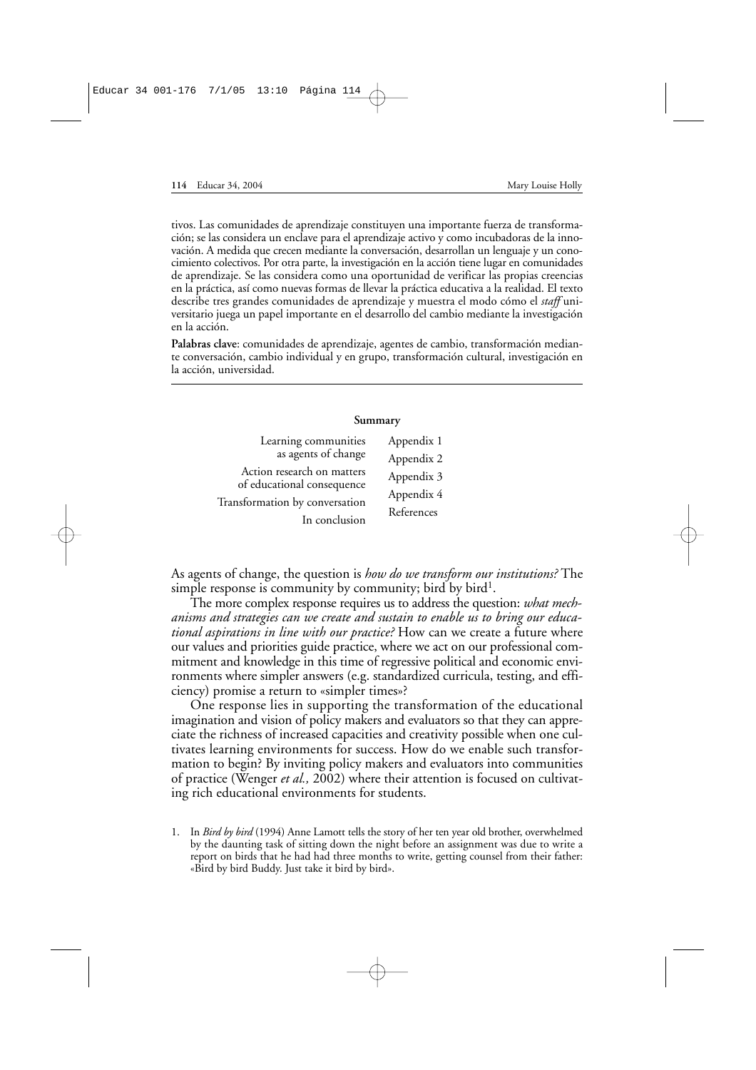tivos. Las comunidades de aprendizaje constituyen una importante fuerza de transformación; se las considera un enclave para el aprendizaje activo y como incubadoras de la innovación. A medida que crecen mediante la conversación, desarrollan un lenguaje y un conocimiento colectivos. Por otra parte, la investigación en la acción tiene lugar en comunidades de aprendizaje. Se las considera como una oportunidad de verificar las propias creencias en la práctica, así como nuevas formas de llevar la práctica educativa a la realidad. El texto describe tres grandes comunidades de aprendizaje y muestra el modo cómo el *staff* universitario juega un papel importante en el desarrollo del cambio mediante la investigación en la acción.

**Palabras clave**: comunidades de aprendizaje, agentes de cambio, transformación mediante conversación, cambio individual y en grupo, transformación cultural, investigación en la acción, universidad.

**Summary**

- Learning communities as agents of change
- Action research on matters of educational consequence
- Transformation by conversation
- In conclusion
- Appendix 1
- Appendix 2
- Appendix 3
- Appendix 4
- References

As agents of change, the question is *how do we transform our institutions?* The simple response is community by community; bird by bird[1].

The more complex response requires us to address the question: *what mechanisms and strategies can we create and sustain to enable us to bring our educational aspirations in line with our practice?* How can we create a future where our values and priorities guide practice, where we act on our professional commitment and knowledge in this time of regressive political and economic environments where simpler answers (e.g. standardized curricula, testing, and efficiency) promise a return to «simpler times»?

One response lies in supporting the transformation of the educational imagination and vision of policy makers and evaluators so that they can appreciate the richness of increased capacities and creativity possible when one cultivates learning environments for success. How do we enable such transformation to begin? By inviting policy makers and evaluators into communities of practice (Wenger *et al.,* 2002) where their attention is focused on cultivating rich educational environments for students.

1. In *Bird by bird* (1994) Anne Lamott tells the story of her ten year old brother, overwhelmed by the daunting task of sitting down the night before an assignment was due to write a report on birds that he had had three months to write, getting counsel from their father: «Bird by bird Buddy. Just take it bird by bird».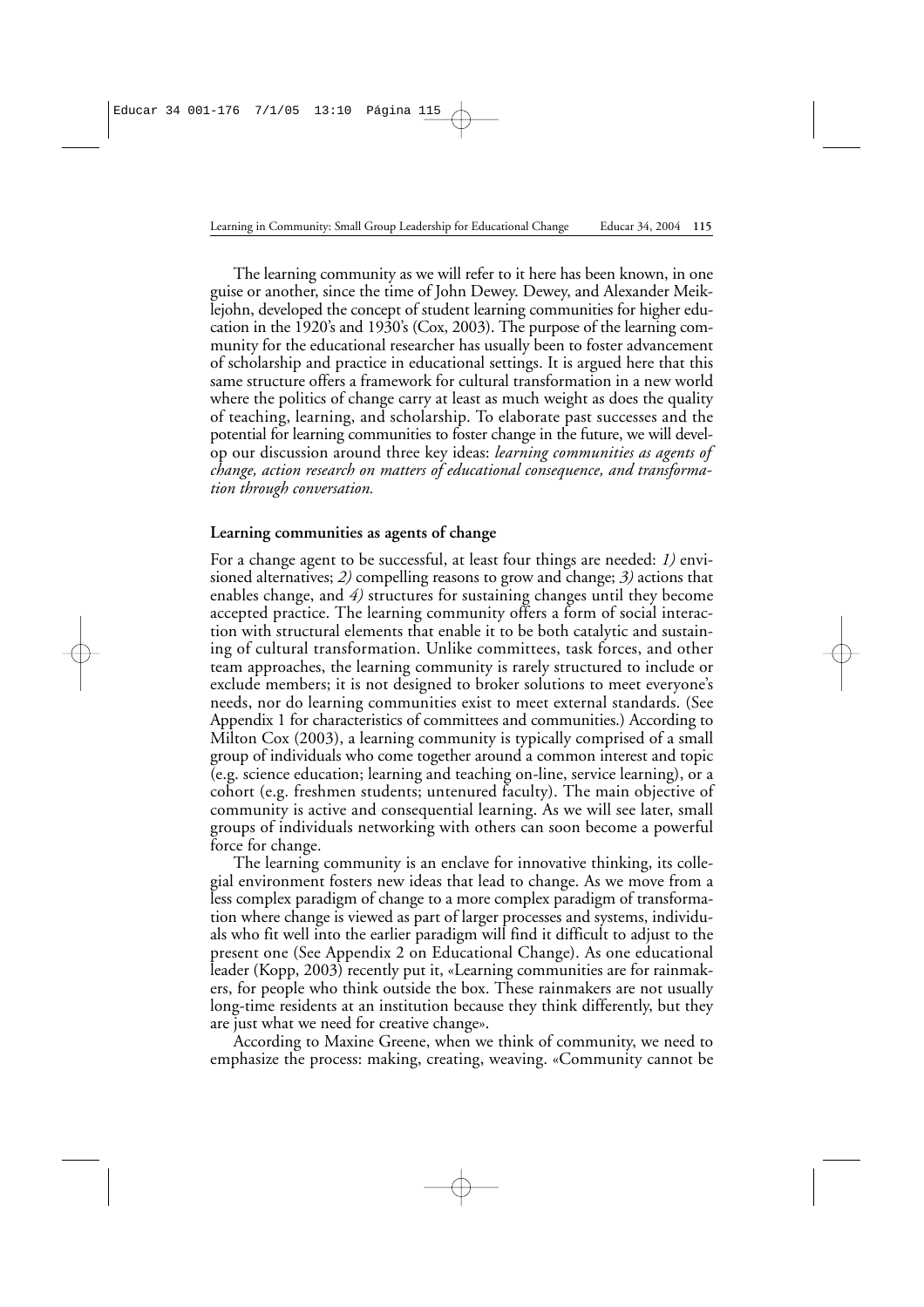The learning community as we will refer to it here has been known, in one guise or another, since the time of John Dewey. Dewey, and Alexander Meiklejohn, developed the concept of student learning communities for higher education in the 1920's and 1930's (Cox, 2003). The purpose of the learning community for the educational researcher has usually been to foster advancement of scholarship and practice in educational settings. It is argued here that this same structure offers a framework for cultural transformation in a new world where the politics of change carry at least as much weight as does the quality of teaching, learning, and scholarship. To elaborate past successes and the potential for learning communities to foster change in the future, we will develop our discussion around three key ideas: *learning communities as agents of change, action research on matters of educational consequence, and transformation through conversation.*

**Learning communities as agents of change**

For a change agent to be successful, at least four things are needed: *1)* envisioned alternatives; *2)* compelling reasons to grow and change; *3)* actions that enables change, and *4)* structures for sustaining changes until they become accepted practice. The learning community offers a form of social interaction with structural elements that enable it to be both catalytic and sustaining of cultural transformation. Unlike committees, task forces, and other team approaches, the learning community is rarely structured to include or exclude members; it is not designed to broker solutions to meet everyone's needs, nor do learning communities exist to meet external standards. (See Appendix 1 for characteristics of committees and communities.) According to Milton Cox (2003), a learning community is typically comprised of a small group of individuals who come together around a common interest and topic (e.g. science education; learning and teaching on-line, service learning), or a cohort (e.g. freshmen students; untenured faculty). The main objective of community is active and consequential learning. As we will see later, small groups of individuals networking with others can soon become a powerful force for change.

The learning community is an enclave for innovative thinking, its collegial environment fosters new ideas that lead to change. As we move from a less complex paradigm of change to a more complex paradigm of transformation where change is viewed as part of larger processes and systems, individuals who fit well into the earlier paradigm will find it difficult to adjust to the present one (See Appendix 2 on Educational Change). As one educational leader (Kopp, 2003) recently put it, «Learning communities are for rainmakers, for people who think outside the box. These rainmakers are not usually long-time residents at an institution because they think differently, but they are just what we need for creative change».

According to Maxine Greene, when we think of community, we need to emphasize the process: making, creating, weaving. «Community cannot be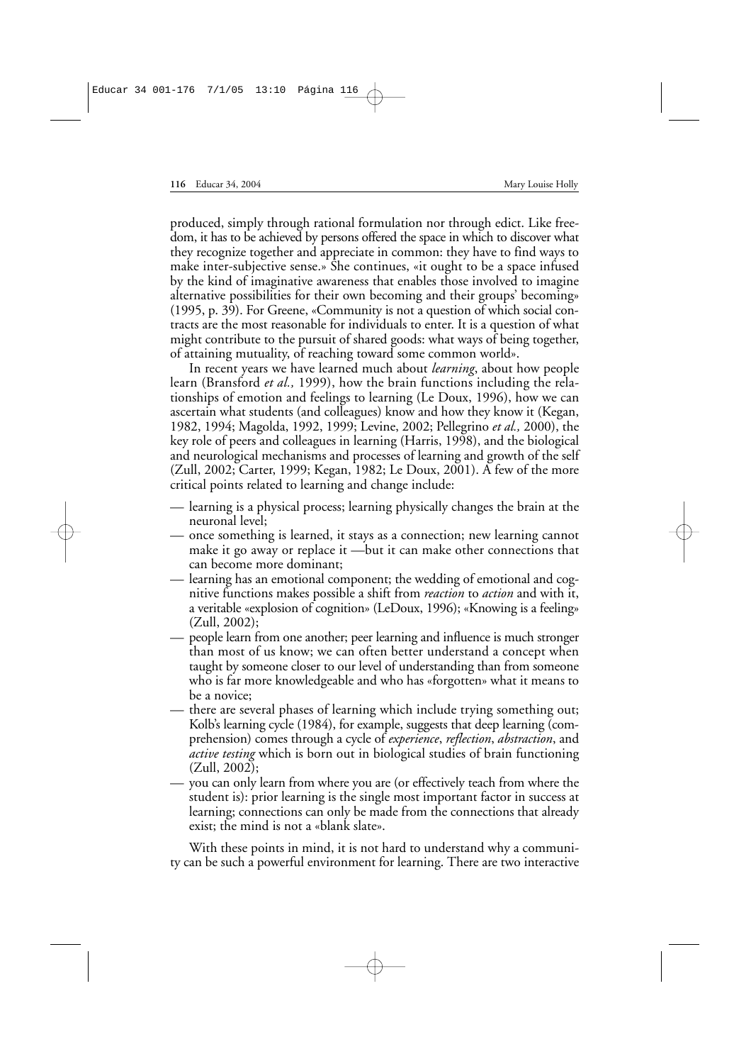produced, simply through rational formulation nor through edict. Like freedom, it has to be achieved by persons offered the space in which to discover what they recognize together and appreciate in common: they have to find ways to make inter-subjective sense.» She continues, «it ought to be a space infused by the kind of imaginative awareness that enables those involved to imagine alternative possibilities for their own becoming and their groups' becoming» (1995, p. 39). For Greene, «Community is not a question of which social contracts are the most reasonable for individuals to enter. It is a question of what might contribute to the pursuit of shared goods: what ways of being together, of attaining mutuality, of reaching toward some common world».

In recent years we have learned much about *learning*, about how people learn (Bransford *et al.,* 1999), how the brain functions including the relationships of emotion and feelings to learning (Le Doux, 1996), how we can ascertain what students (and colleagues) know and how they know it (Kegan, 1982, 1994; Magolda, 1992, 1999; Levine, 2002; Pellegrino *et al.,* 2000), the key role of peers and colleagues in learning (Harris, 1998), and the biological and neurological mechanisms and processes of learning and growth of the self (Zull, 2002; Carter, 1999; Kegan, 1982; Le Doux, 2001). A few of the more critical points related to learning and change include:

- learning is a physical process; learning physically changes the brain at the neuronal level;
- once something is learned, it stays as a connection; new learning cannot make it go away or replace it —but it can make other connections that can become more dominant;
- learning has an emotional component; the wedding of emotional and cognitive functions makes possible a shift from *reaction* to *action* and with it, a veritable «explosion of cognition» (LeDoux, 1996); «Knowing is a feeling» (Zull, 2002);
- people learn from one another; peer learning and influence is much stronger than most of us know; we can often better understand a concept when taught by someone closer to our level of understanding than from someone who is far more knowledgeable and who has «forgotten» what it means to be a novice;
- there are several phases of learning which include trying something out; Kolb's learning cycle (1984), for example, suggests that deep learning (comprehension) comes through a cycle of *experience*, *reflection*, *abstraction*, and *active testing* which is born out in biological studies of brain functioning (Zull, 2002);
- you can only learn from where you are (or effectively teach from where the student is): prior learning is the single most important factor in success at learning; connections can only be made from the connections that already exist; the mind is not a «blank slate».

With these points in mind, it is not hard to understand why a community can be such a powerful environment for learning. There are two interactive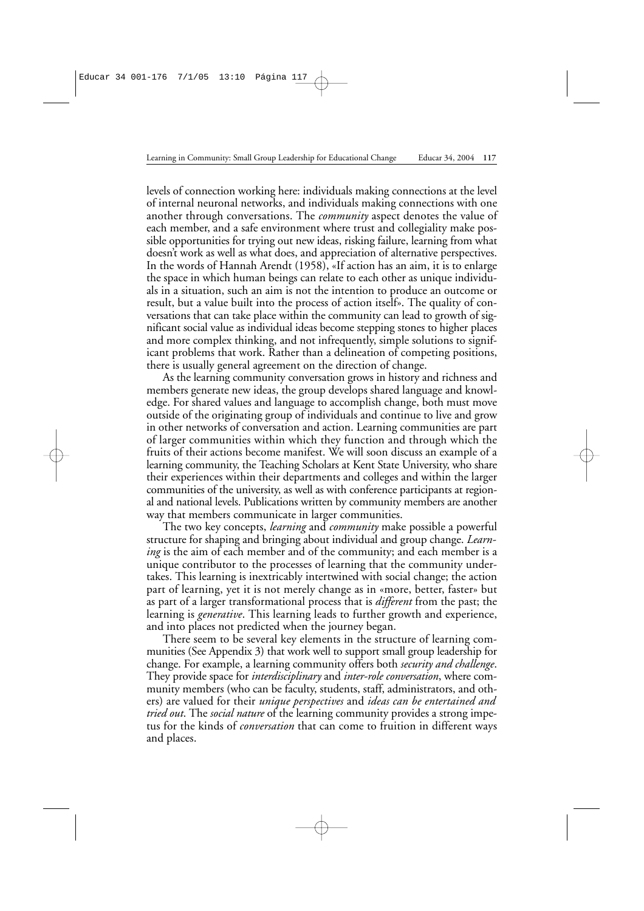levels of connection working here: individuals making connections at the level of internal neuronal networks, and individuals making connections with one another through conversations. The *community* aspect denotes the value of each member, and a safe environment where trust and collegiality make possible opportunities for trying out new ideas, risking failure, learning from what doesn't work as well as what does, and appreciation of alternative perspectives. In the words of Hannah Arendt (1958), «If action has an aim, it is to enlarge the space in which human beings can relate to each other as unique individuals in a situation, such an aim is not the intention to produce an outcome or result, but a value built into the process of action itself». The quality of conversations that can take place within the community can lead to growth of significant social value as individual ideas become stepping stones to higher places and more complex thinking, and not infrequently, simple solutions to significant problems that work. Rather than a delineation of competing positions, there is usually general agreement on the direction of change.

As the learning community conversation grows in history and richness and members generate new ideas, the group develops shared language and knowledge. For shared values and language to accomplish change, both must move outside of the originating group of individuals and continue to live and grow in other networks of conversation and action. Learning communities are part of larger communities within which they function and through which the fruits of their actions become manifest. We will soon discuss an example of a learning community, the Teaching Scholars at Kent State University, who share their experiences within their departments and colleges and within the larger communities of the university, as well as with conference participants at regional and national levels. Publications written by community members are another way that members communicate in larger communities.

The two key concepts, *learning* and *community* make possible a powerful structure for shaping and bringing about individual and group change. *Learning* is the aim of each member and of the community; and each member is a unique contributor to the processes of learning that the community undertakes. This learning is inextricably intertwined with social change; the action part of learning, yet it is not merely change as in «more, better, faster» but as part of a larger transformational process that is *different* from the past; the learning is *generative*. This learning leads to further growth and experience, and into places not predicted when the journey began.

There seem to be several key elements in the structure of learning communities (See Appendix 3) that work well to support small group leadership for change. For example, a learning community offers both *security and challenge*. They provide space for *interdisciplinary* and *inter-role conversation*, where community members (who can be faculty, students, staff, administrators, and others) are valued for their *unique perspectives* and *ideas can be entertained and tried out*. The *social nature* of the learning community provides a strong impetus for the kinds of *conversation* that can come to fruition in different ways and places.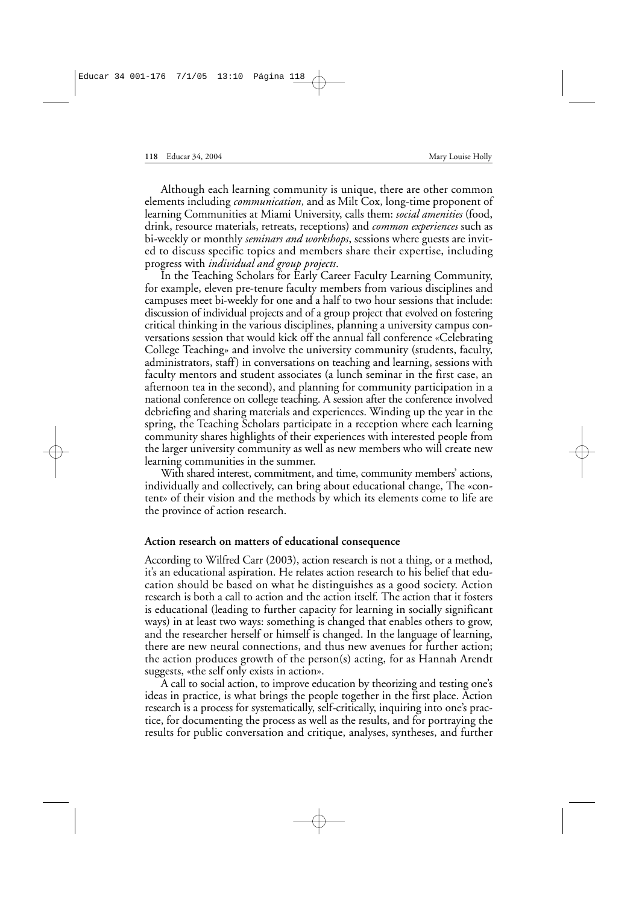Although each learning community is unique, there are other common elements including *communication*, and as Milt Cox, long-time proponent of learning Communities at Miami University, calls them: *social amenities* (food, drink, resource materials, retreats, receptions) and *common experiences* such as bi-weekly or monthly *seminars and workshops*, sessions where guests are invited to discuss specific topics and members share their expertise, including progress with *individual and group projects*.

In the Teaching Scholars for Early Career Faculty Learning Community, for example, eleven pre-tenure faculty members from various disciplines and campuses meet bi-weekly for one and a half to two hour sessions that include: discussion of individual projects and of a group project that evolved on fostering critical thinking in the various disciplines, planning a university campus conversations session that would kick off the annual fall conference «Celebrating College Teaching» and involve the university community (students, faculty, administrators, staff) in conversations on teaching and learning, sessions with faculty mentors and student associates (a lunch seminar in the first case, an afternoon tea in the second), and planning for community participation in a national conference on college teaching. A session after the conference involved debriefing and sharing materials and experiences. Winding up the year in the spring, the Teaching Scholars participate in a reception where each learning community shares highlights of their experiences with interested people from the larger university community as well as new members who will create new learning communities in the summer.

With shared interest, commitment, and time, community members' actions, individually and collectively, can bring about educational change, The «content» of their vision and the methods by which its elements come to life are the province of action research.

**Action research on matters of educational consequence**

According to Wilfred Carr (2003), action research is not a thing, or a method, it's an educational aspiration. He relates action research to his belief that education should be based on what he distinguishes as a good society. Action research is both a call to action and the action itself. The action that it fosters is educational (leading to further capacity for learning in socially significant ways) in at least two ways: something is changed that enables others to grow, and the researcher herself or himself is changed. In the language of learning, there are new neural connections, and thus new avenues for further action; the action produces growth of the person(s) acting, for as Hannah Arendt suggests, «the self only exists in action».

A call to social action, to improve education by theorizing and testing one's ideas in practice, is what brings the people together in the first place. Action research is a process for systematically, self-critically, inquiring into one's practice, for documenting the process as well as the results, and for portraying the results for public conversation and critique, analyses, syntheses, and further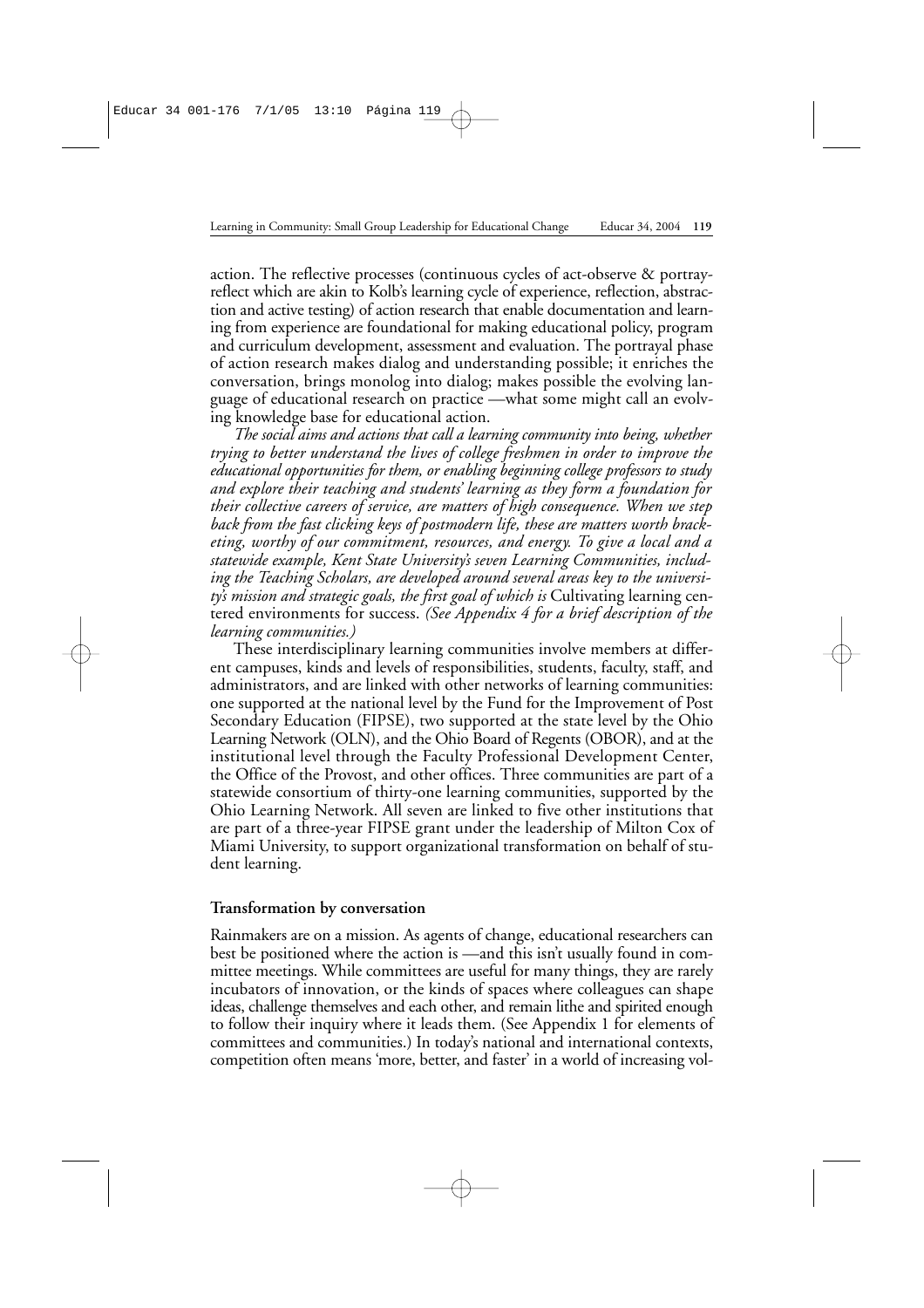action. The reflective processes (continuous cycles of act-observe & portray-reflect which are akin to Kolb's learning cycle of experience, reflection, abstraction and active testing) of action research that enable documentation and learning from experience are foundational for making educational policy, program and curriculum development, assessment and evaluation. The portrayal phase of action research makes dialog and understanding possible; it enriches the conversation, brings monolog into dialog; makes possible the evolving language of educational research on practice —what some might call an evolving knowledge base for educational action.

*The social aims and actions that call a learning community into being, whether trying to better understand the lives of college freshmen in order to improve the educational opportunities for them, or enabling beginning college professors to study and explore their teaching and students' learning as they form a foundation for their collective careers of service, are matters of high consequence. When we step back from the fast clicking keys of postmodern life, these are matters worth bracketing, worthy of our commitment, resources, and energy. To give a local and a statewide example, Kent State University's seven Learning Communities, including the Teaching Scholars, are developed around several areas key to the university's mission and strategic goals, the first goal of which is* Cultivating learning centered environments for success. *(See Appendix 4 for a brief description of the learning communities.)*

These interdisciplinary learning communities involve members at different campuses, kinds and levels of responsibilities, students, faculty, staff, and administrators, and are linked with other networks of learning communities: one supported at the national level by the Fund for the Improvement of Post Secondary Education (FIPSE), two supported at the state level by the Ohio Learning Network (OLN), and the Ohio Board of Regents (OBOR), and at the institutional level through the Faculty Professional Development Center, the Office of the Provost, and other offices. Three communities are part of a statewide consortium of thirty-one learning communities, supported by the Ohio Learning Network. All seven are linked to five other institutions that are part of a three-year FIPSE grant under the leadership of Milton Cox of Miami University, to support organizational transformation on behalf of student learning.

**Transformation by conversation**

Rainmakers are on a mission. As agents of change, educational researchers can best be positioned where the action is —and this isn't usually found in committee meetings. While committees are useful for many things, they are rarely incubators of innovation, or the kinds of spaces where colleagues can shape ideas, challenge themselves and each other, and remain lithe and spirited enough to follow their inquiry where it leads them. (See Appendix 1 for elements of committees and communities.) In today's national and international contexts, competition often means 'more, better, and faster' in a world of increasing vol-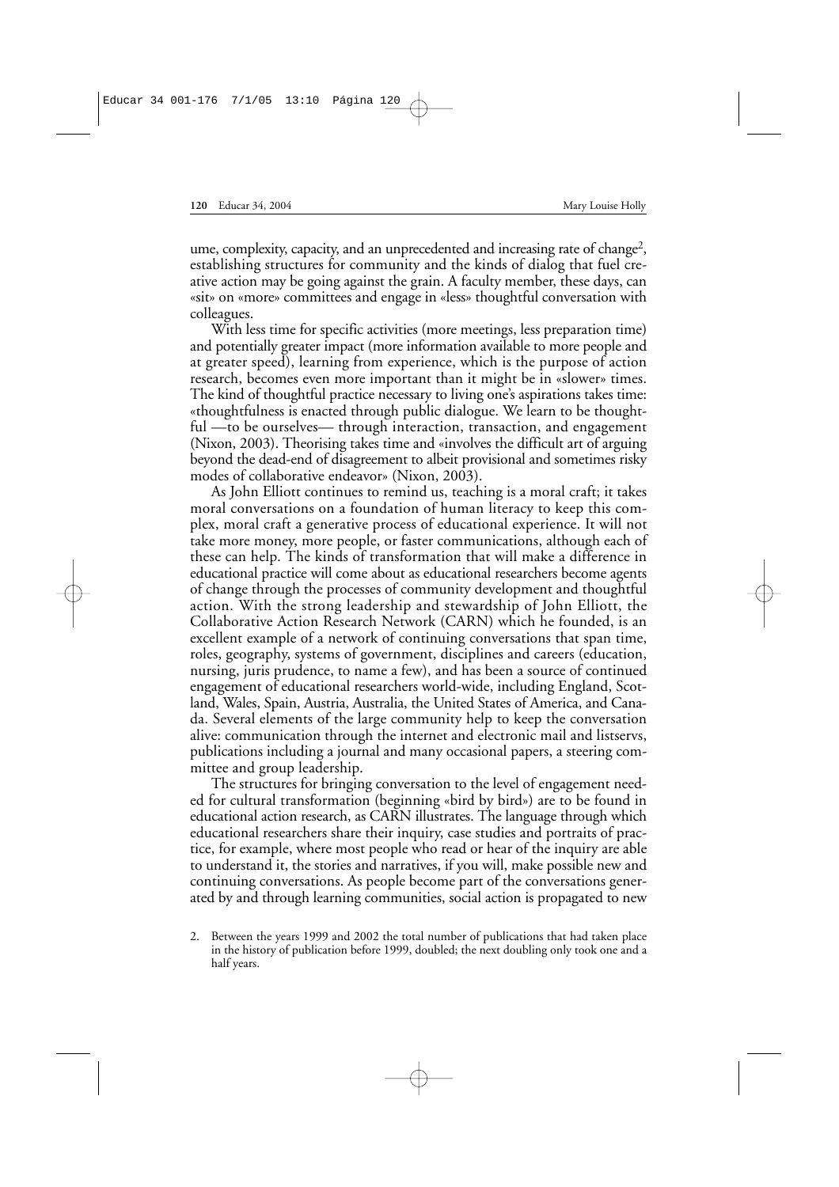ume, complexity, capacity, and an unprecedented and increasing rate of change[2], establishing structures for community and the kinds of dialog that fuel creative action may be going against the grain. A faculty member, these days, can «sit» on «more» committees and engage in «less» thoughtful conversation with colleagues.

With less time for specific activities (more meetings, less preparation time) and potentially greater impact (more information available to more people and at greater speed), learning from experience, which is the purpose of action research, becomes even more important than it might be in «slower» times. The kind of thoughtful practice necessary to living one's aspirations takes time: «thoughtfulness is enacted through public dialogue. We learn to be thoughtful —to be ourselves— through interaction, transaction, and engagement (Nixon, 2003). Theorising takes time and «involves the difficult art of arguing beyond the dead-end of disagreement to albeit provisional and sometimes risky modes of collaborative endeavor» (Nixon, 2003).

As John Elliott continues to remind us, teaching is a moral craft; it takes moral conversations on a foundation of human literacy to keep this complex, moral craft a generative process of educational experience. It will not take more money, more people, or faster communications, although each of these can help. The kinds of transformation that will make a difference in educational practice will come about as educational researchers become agents of change through the processes of community development and thoughtful action. With the strong leadership and stewardship of John Elliott, the Collaborative Action Research Network (CARN) which he founded, is an excellent example of a network of continuing conversations that span time, roles, geography, systems of government, disciplines and careers (education, nursing, juris prudence, to name a few), and has been a source of continued engagement of educational researchers world-wide, including England, Scotland, Wales, Spain, Austria, Australia, the United States of America, and Canada. Several elements of the large community help to keep the conversation alive: communication through the internet and electronic mail and listservs, publications including a journal and many occasional papers, a steering committee and group leadership.

The structures for bringing conversation to the level of engagement needed for cultural transformation (beginning «bird by bird») are to be found in educational action research, as CARN illustrates. The language through which educational researchers share their inquiry, case studies and portraits of practice, for example, where most people who read or hear of the inquiry are able to understand it, the stories and narratives, if you will, make possible new and continuing conversations. As people become part of the conversations generated by and through learning communities, social action is propagated to new

2. Between the years 1999 and 2002 the total number of publications that had taken place in the history of publication before 1999, doubled; the next doubling only took one and a half years.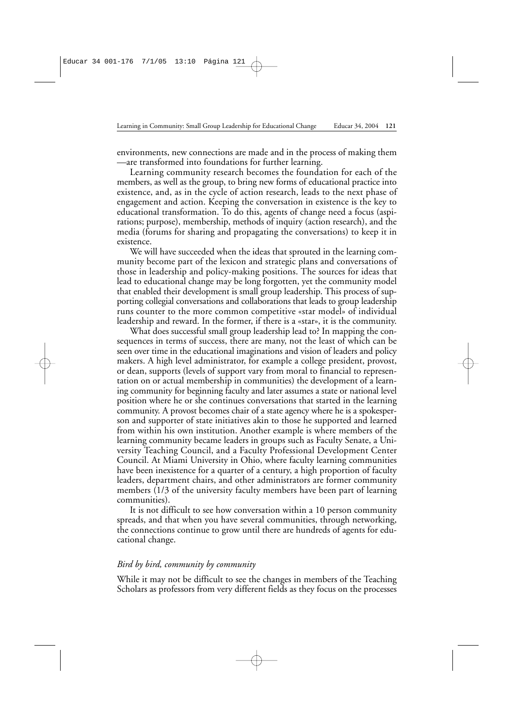environments, new connections are made and in the process of making them —are transformed into foundations for further learning.

Learning community research becomes the foundation for each of the members, as well as the group, to bring new forms of educational practice into existence, and, as in the cycle of action research, leads to the next phase of engagement and action. Keeping the conversation in existence is the key to educational transformation. To do this, agents of change need a focus (aspirations; purpose), membership, methods of inquiry (action research), and the media (forums for sharing and propagating the conversations) to keep it in existence.

We will have succeeded when the ideas that sprouted in the learning community become part of the lexicon and strategic plans and conversations of those in leadership and policy-making positions. The sources for ideas that lead to educational change may be long forgotten, yet the community model that enabled their development is small group leadership. This process of supporting collegial conversations and collaborations that leads to group leadership runs counter to the more common competitive «star model» of individual leadership and reward. In the former, if there is a «star», it is the community.

What does successful small group leadership lead to? In mapping the consequences in terms of success, there are many, not the least of which can be seen over time in the educational imaginations and vision of leaders and policy makers. A high level administrator, for example a college president, provost, or dean, supports (levels of support vary from moral to financial to representation on or actual membership in communities) the development of a learning community for beginning faculty and later assumes a state or national level position where he or she continues conversations that started in the learning community. A provost becomes chair of a state agency where he is a spokesperson and supporter of state initiatives akin to those he supported and learned from within his own institution. Another example is where members of the learning community became leaders in groups such as Faculty Senate, a University Teaching Council, and a Faculty Professional Development Center Council. At Miami University in Ohio, where faculty learning communities have been inexistence for a quarter of a century, a high proportion of faculty leaders, department chairs, and other administrators are former community members (1/3 of the university faculty members have been part of learning communities).

It is not difficult to see how conversation within a 10 person community spreads, and that when you have several communities, through networking, the connections continue to grow until there are hundreds of agents for educational change.

### *Bird by bird, community by community*

While it may not be difficult to see the changes in members of the Teaching Scholars as professors from very different fields as they focus on the processes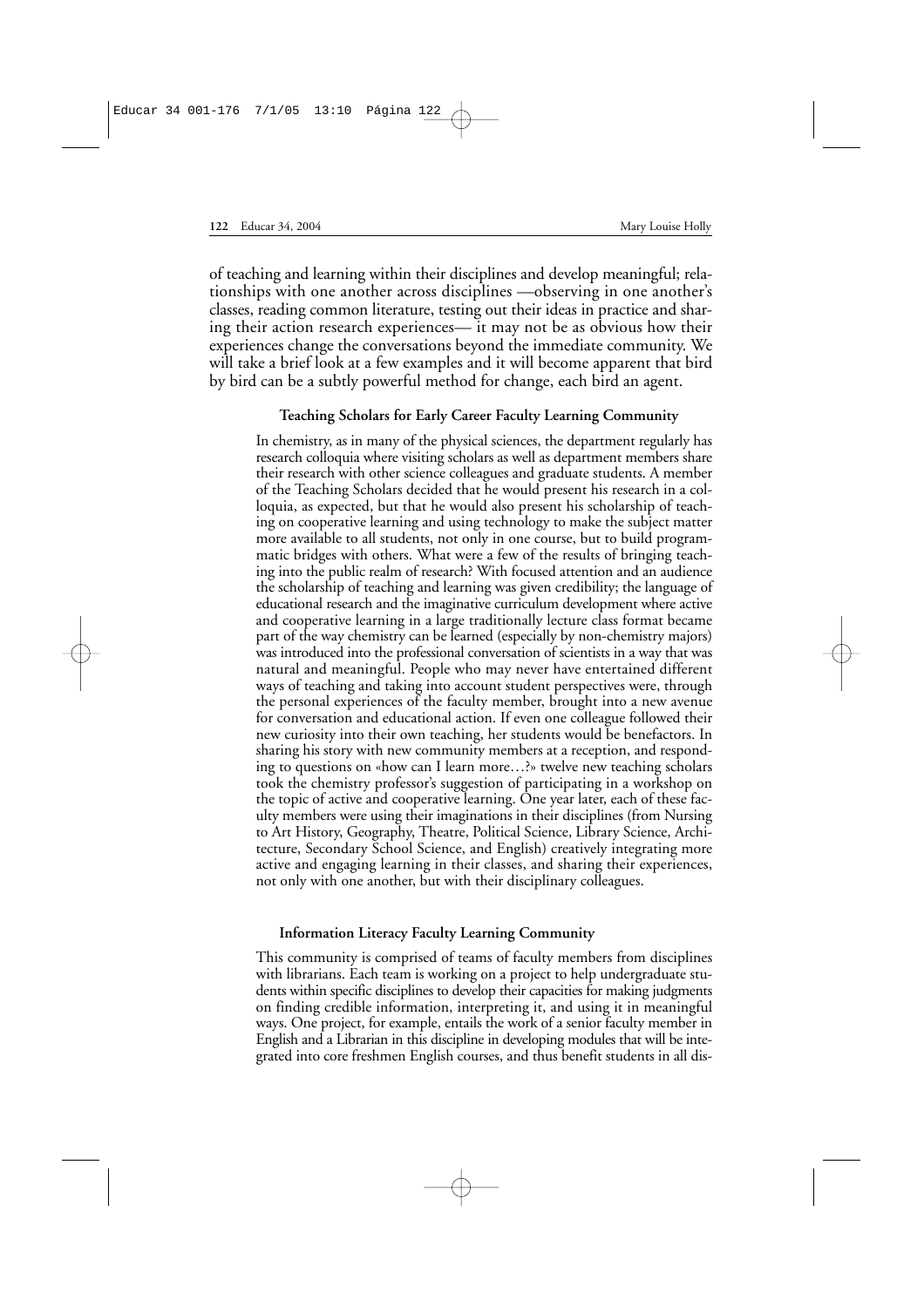of teaching and learning within their disciplines and develop meaningful; relationships with one another across disciplines —observing in one another's classes, reading common literature, testing out their ideas in practice and sharing their action research experiences— it may not be as obvious how their experiences change the conversations beyond the immediate community. We will take a brief look at a few examples and it will become apparent that bird by bird can be a subtly powerful method for change, each bird an agent.

**Teaching Scholars for Early Career Faculty Learning Community**

In chemistry, as in many of the physical sciences, the department regularly has research colloquia where visiting scholars as well as department members share their research with other science colleagues and graduate students. A member of the Teaching Scholars decided that he would present his research in a colloquia, as expected, but that he would also present his scholarship of teaching on cooperative learning and using technology to make the subject matter more available to all students, not only in one course, but to build programmatic bridges with others. What were a few of the results of bringing teaching into the public realm of research? With focused attention and an audience the scholarship of teaching and learning was given credibility; the language of educational research and the imaginative curriculum development where active and cooperative learning in a large traditionally lecture class format became part of the way chemistry can be learned (especially by non-chemistry majors) was introduced into the professional conversation of scientists in a way that was natural and meaningful. People who may never have entertained different ways of teaching and taking into account student perspectives were, through the personal experiences of the faculty member, brought into a new avenue for conversation and educational action. If even one colleague followed their new curiosity into their own teaching, her students would be benefactors. In sharing his story with new community members at a reception, and responding to questions on «how can I learn more…?» twelve new teaching scholars took the chemistry professor's suggestion of participating in a workshop on the topic of active and cooperative learning. One year later, each of these faculty members were using their imaginations in their disciplines (from Nursing to Art History, Geography, Theatre, Political Science, Library Science, Architecture, Secondary School Science, and English) creatively integrating more active and engaging learning in their classes, and sharing their experiences, not only with one another, but with their disciplinary colleagues.

**Information Literacy Faculty Learning Community**

This community is comprised of teams of faculty members from disciplines with librarians. Each team is working on a project to help undergraduate students within specific disciplines to develop their capacities for making judgments on finding credible information, interpreting it, and using it in meaningful ways. One project, for example, entails the work of a senior faculty member in English and a Librarian in this discipline in developing modules that will be integrated into core freshmen English courses, and thus benefit students in all dis-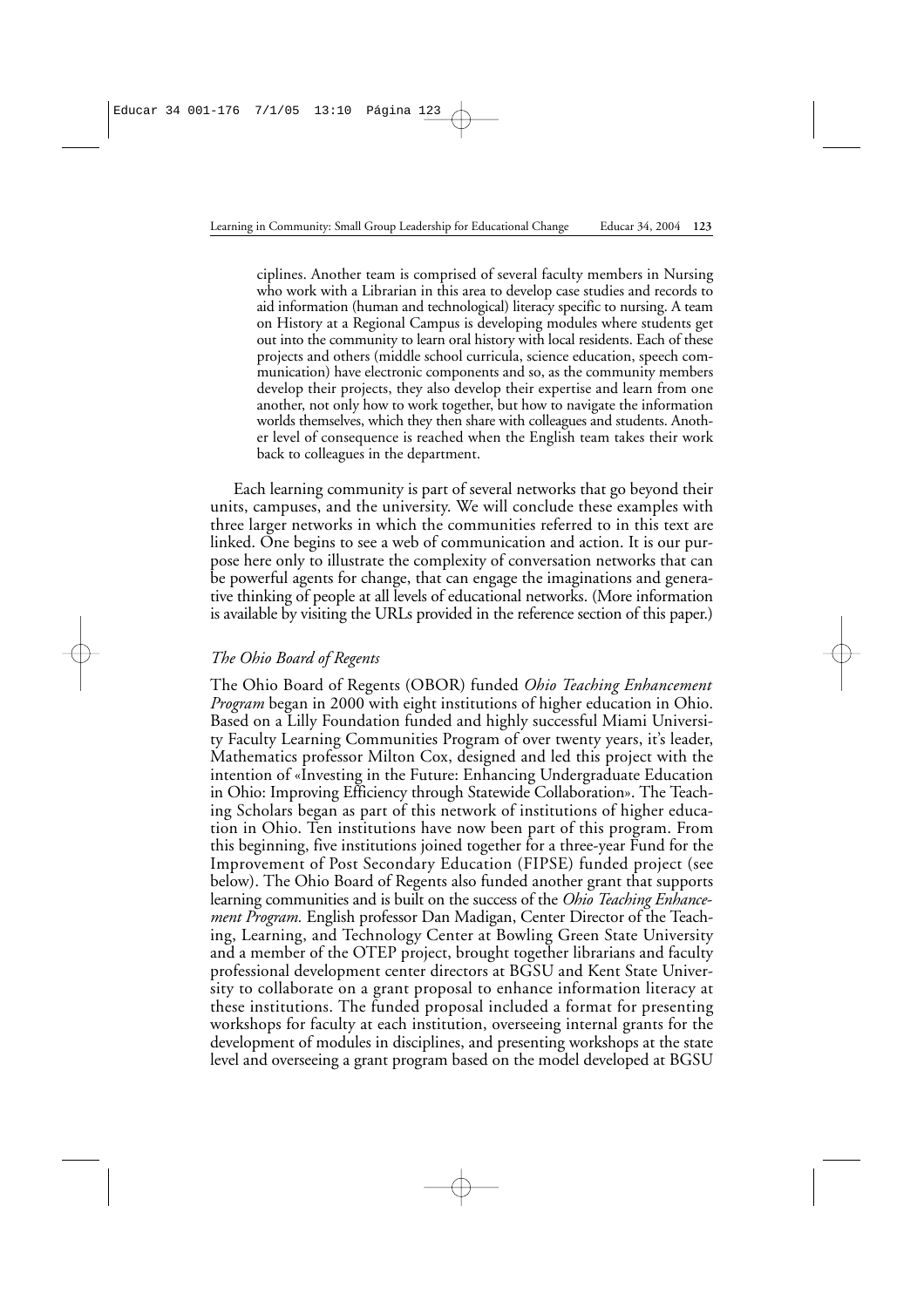ciplines. Another team is comprised of several faculty members in Nursing who work with a Librarian in this area to develop case studies and records to aid information (human and technological) literacy specific to nursing. A team on History at a Regional Campus is developing modules where students get out into the community to learn oral history with local residents. Each of these projects and others (middle school curricula, science education, speech communication) have electronic components and so, as the community members develop their projects, they also develop their expertise and learn from one another, not only how to work together, but how to navigate the information worlds themselves, which they then share with colleagues and students. Another level of consequence is reached when the English team takes their work back to colleagues in the department.

Each learning community is part of several networks that go beyond their units, campuses, and the university. We will conclude these examples with three larger networks in which the communities referred to in this text are linked. One begins to see a web of communication and action. It is our purpose here only to illustrate the complexity of conversation networks that can be powerful agents for change, that can engage the imaginations and generative thinking of people at all levels of educational networks. (More information is available by visiting the URLs provided in the reference section of this paper.)

### *The Ohio Board of Regents*

The Ohio Board of Regents (OBOR) funded *Ohio Teaching Enhancement Program* began in 2000 with eight institutions of higher education in Ohio. Based on a Lilly Foundation funded and highly successful Miami University Faculty Learning Communities Program of over twenty years, it's leader, Mathematics professor Milton Cox, designed and led this project with the intention of «Investing in the Future: Enhancing Undergraduate Education in Ohio: Improving Efficiency through Statewide Collaboration». The Teaching Scholars began as part of this network of institutions of higher education in Ohio. Ten institutions have now been part of this program. From this beginning, five institutions joined together for a three-year Fund for the Improvement of Post Secondary Education (FIPSE) funded project (see below). The Ohio Board of Regents also funded another grant that supports learning communities and is built on the success of the *Ohio Teaching Enhancement Program.* English professor Dan Madigan, Center Director of the Teaching, Learning, and Technology Center at Bowling Green State University and a member of the OTEP project, brought together librarians and faculty professional development center directors at BGSU and Kent State University to collaborate on a grant proposal to enhance information literacy at these institutions. The funded proposal included a format for presenting workshops for faculty at each institution, overseeing internal grants for the development of modules in disciplines, and presenting workshops at the state level and overseeing a grant program based on the model developed at BGSU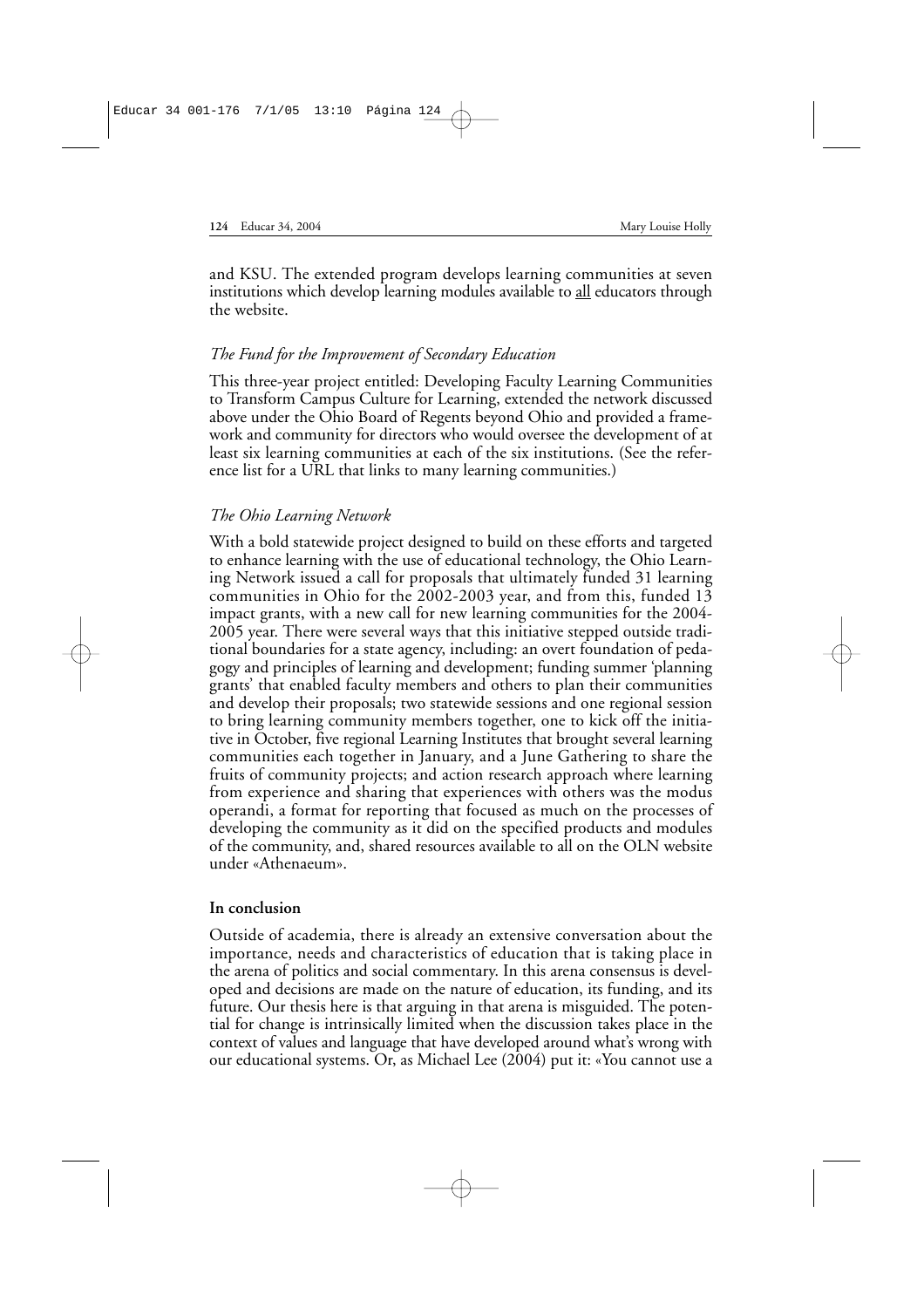and KSU. The extended program develops learning communities at seven institutions which develop learning modules available to <u>all</u> educators through the website.

### *The Fund for the Improvement of Secondary Education*

This three-year project entitled: Developing Faculty Learning Communities to Transform Campus Culture for Learning, extended the network discussed above under the Ohio Board of Regents beyond Ohio and provided a framework and community for directors who would oversee the development of at least six learning communities at each of the six institutions. (See the reference list for a URL that links to many learning communities.)

### *The Ohio Learning Network*

With a bold statewide project designed to build on these efforts and targeted to enhance learning with the use of educational technology, the Ohio Learning Network issued a call for proposals that ultimately funded 31 learning communities in Ohio for the 2002-2003 year, and from this, funded 13 impact grants, with a new call for new learning communities for the 2004-2005 year. There were several ways that this initiative stepped outside traditional boundaries for a state agency, including: an overt foundation of pedagogy and principles of learning and development; funding summer 'planning grants' that enabled faculty members and others to plan their communities and develop their proposals; two statewide sessions and one regional session to bring learning community members together, one to kick off the initiative in October, five regional Learning Institutes that brought several learning communities each together in January, and a June Gathering to share the fruits of community projects; and action research approach where learning from experience and sharing that experiences with others was the modus operandi, a format for reporting that focused as much on the processes of developing the community as it did on the specified products and modules of the community, and, shared resources available to all on the OLN website under «Athenaeum».

## In conclusion

Outside of academia, there is already an extensive conversation about the importance, needs and characteristics of education that is taking place in the arena of politics and social commentary. In this arena consensus is developed and decisions are made on the nature of education, its funding, and its future. Our thesis here is that arguing in that arena is misguided. The potential for change is intrinsically limited when the discussion takes place in the context of values and language that have developed around what's wrong with our educational systems. Or, as Michael Lee (2004) put it: «You cannot use a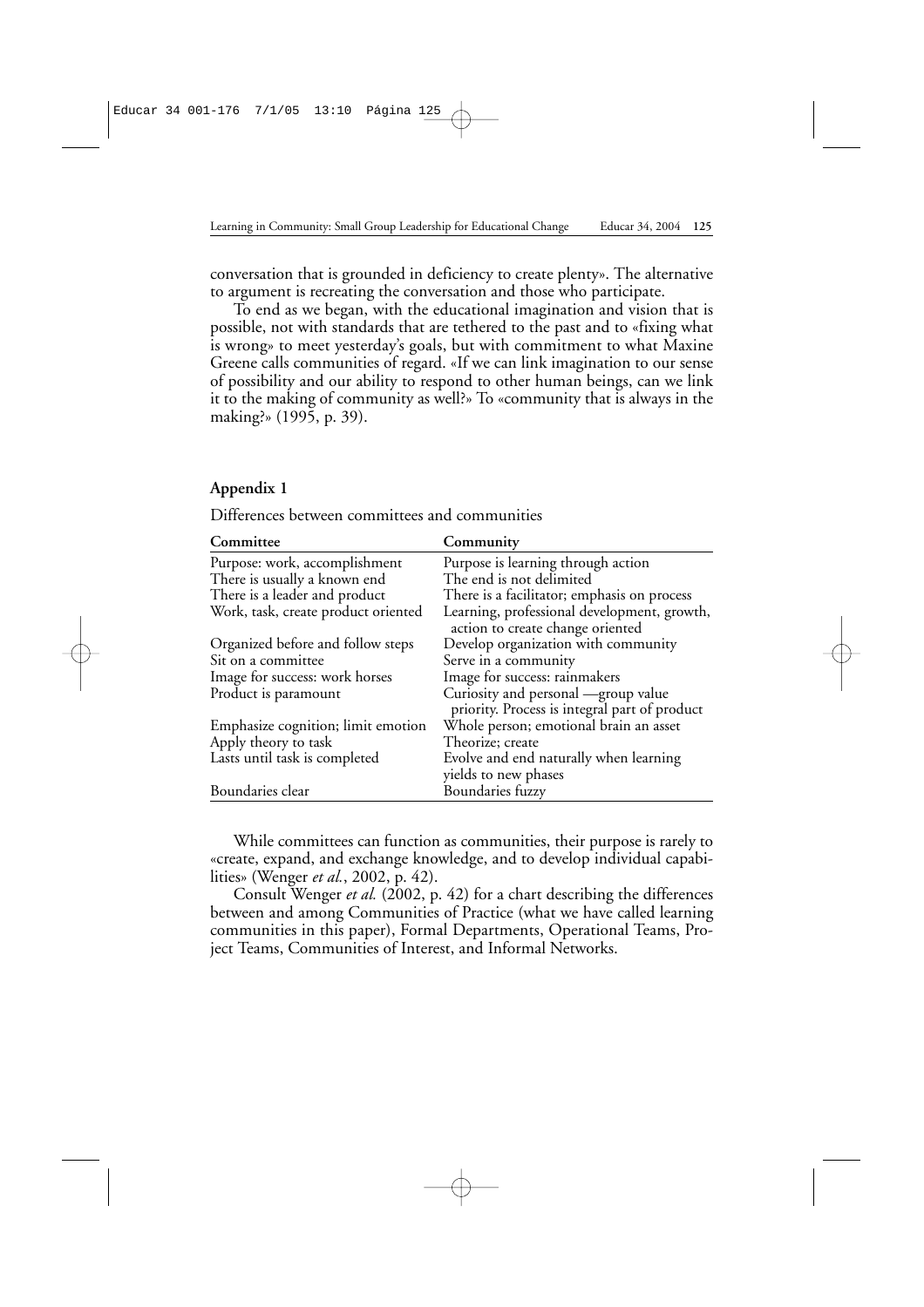conversation that is grounded in deficiency to create plenty». The alternative to argument is recreating the conversation and those who participate.

To end as we began, with the educational imagination and vision that is possible, not with standards that are tethered to the past and to «fixing what is wrong» to meet yesterday's goals, but with commitment to what Maxine Greene calls communities of regard. «If we can link imagination to our sense of possibility and our ability to respond to other human beings, can we link it to the making of community as well?» To «community that is always in the making?» (1995, p. 39).

### Appendix 1

Differences between committees and communities

| Committee | Community |
|---|---|
| Purpose: work, accomplishment | Purpose is learning through action |
| There is usually a known end | The end is not delimited |
| There is a leader and product | There is a facilitator; emphasis on process |
| Work, task, create product oriented | Learning, professional development, growth, action to create change oriented |
| Organized before and follow steps | Develop organization with community |
| Sit on a committee | Serve in a community |
| Image for success: work horses | Image for success: rainmakers |
| Product is paramount | Curiosity and personal —group value priority. Process is integral part of product |
| Emphasize cognition; limit emotion | Whole person; emotional brain an asset |
| Apply theory to task | Theorize; create |
| Lasts until task is completed | Evolve and end naturally when learning yields to new phases |
| Boundaries clear | Boundaries fuzzy |

While committees can function as communities, their purpose is rarely to «create, expand, and exchange knowledge, and to develop individual capabilities» (Wenger *et al.*, 2002, p. 42).

Consult Wenger *et al.* (2002, p. 42) for a chart describing the differences between and among Communities of Practice (what we have called learning communities in this paper), Formal Departments, Operational Teams, Project Teams, Communities of Interest, and Informal Networks.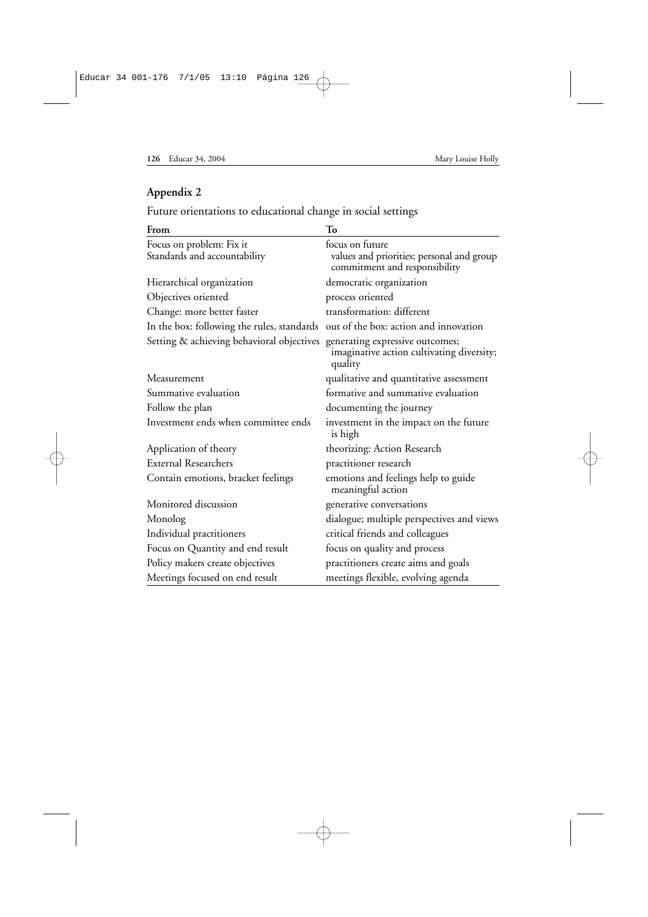## Appendix 2

Future orientations to educational change in social settings

| From | To |
|---|---|
| Focus on problem: Fix it<br>Standards and accountability | focus on future<br>values and priorities; personal and group commitment and responsibility |
| Hierarchical organization | democratic organization |
| Objectives oriented | process oriented |
| Change: more better faster | transformation: different |
| In the box: following the rules, standards | out of the box: action and innovation |
| Setting & achieving behavioral objectives | generating expressive outcomes; imaginative action cultivating diversity; quality |
| Measurement | qualitative and quantitative assessment |
| Summative evaluation | formative and summative evaluation |
| Follow the plan | documenting the journey |
| Investment ends when committee ends | investment in the impact on the future is high |
| Application of theory | theorizing: Action Research |
| External Researchers | practitioner research |
| Contain emotions, bracket feelings | emotions and feelings help to guide meaningful action |
| Monitored discussion | generative conversations |
| Monolog | dialogue; multiple perspectives and views |
| Individual practitioners | critical friends and colleagues |
| Focus on Quantity and end result | focus on quality and process |
| Policy makers create objectives | practitioners create aims and goals |
| Meetings focused on end result | meetings flexible, evolving agenda |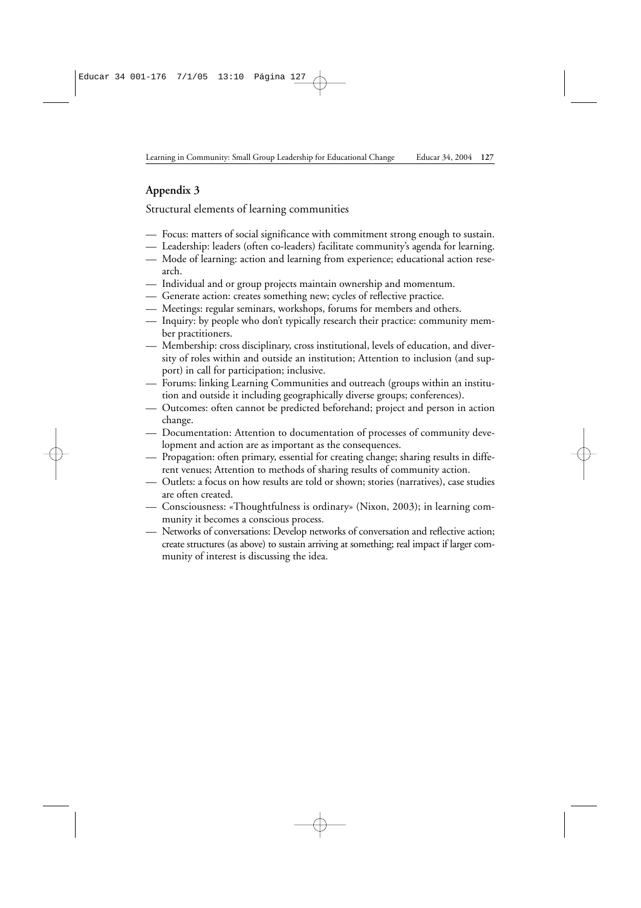## Appendix 3

Structural elements of learning communities

- Focus: matters of social significance with commitment strong enough to sustain.
- Leadership: leaders (often co-leaders) facilitate community's agenda for learning.
- Mode of learning: action and learning from experience; educational action research.
- Individual and or group projects maintain ownership and momentum.
- Generate action: creates something new; cycles of reflective practice.
- Meetings: regular seminars, workshops, forums for members and others.
- Inquiry: by people who don't typically research their practice: community member practitioners.
- Membership: cross disciplinary, cross institutional, levels of education, and diversity of roles within and outside an institution; Attention to inclusion (and support) in call for participation; inclusive.
- Forums: linking Learning Communities and outreach (groups within an institution and outside it including geographically diverse groups; conferences).
- Outcomes: often cannot be predicted beforehand; project and person in action change.
- Documentation: Attention to documentation of processes of community development and action are as important as the consequences.
- Propagation: often primary, essential for creating change; sharing results in different venues; Attention to methods of sharing results of community action.
- Outlets: a focus on how results are told or shown; stories (narratives), case studies are often created.
- Consciousness: «Thoughtfulness is ordinary» (Nixon, 2003); in learning community it becomes a conscious process.
- Networks of conversations: Develop networks of conversation and reflective action; create structures (as above) to sustain arriving at something; real impact if larger community of interest is discussing the idea.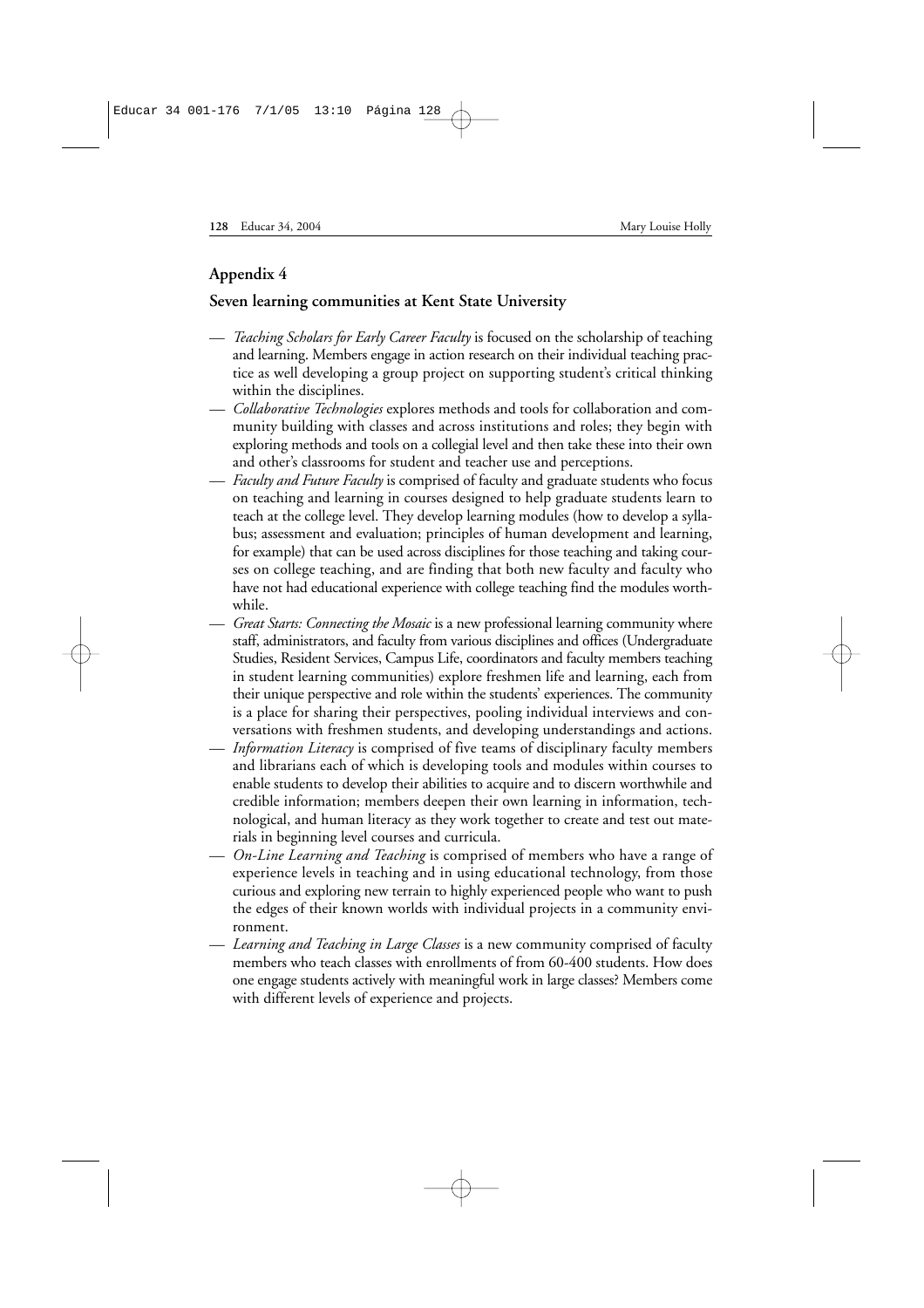## Appendix 4

### Seven learning communities at Kent State University

- *Teaching Scholars for Early Career Faculty* is focused on the scholarship of teaching and learning. Members engage in action research on their individual teaching practice as well developing a group project on supporting student's critical thinking within the disciplines.
- *Collaborative Technologies* explores methods and tools for collaboration and community building with classes and across institutions and roles; they begin with exploring methods and tools on a collegial level and then take these into their own and other's classrooms for student and teacher use and perceptions.
- *Faculty and Future Faculty* is comprised of faculty and graduate students who focus on teaching and learning in courses designed to help graduate students learn to teach at the college level. They develop learning modules (how to develop a syllabus; assessment and evaluation; principles of human development and learning, for example) that can be used across disciplines for those teaching and taking courses on college teaching, and are finding that both new faculty and faculty who have not had educational experience with college teaching find the modules worthwhile.
- *Great Starts: Connecting the Mosaic* is a new professional learning community where staff, administrators, and faculty from various disciplines and offices (Undergraduate Studies, Resident Services, Campus Life, coordinators and faculty members teaching in student learning communities) explore freshmen life and learning, each from their unique perspective and role within the students' experiences. The community is a place for sharing their perspectives, pooling individual interviews and conversations with freshmen students, and developing understandings and actions.
- *Information Literacy* is comprised of five teams of disciplinary faculty members and librarians each of which is developing tools and modules within courses to enable students to develop their abilities to acquire and to discern worthwhile and credible information; members deepen their own learning in information, technological, and human literacy as they work together to create and test out materials in beginning level courses and curricula.
- *On-Line Learning and Teaching* is comprised of members who have a range of experience levels in teaching and in using educational technology, from those curious and exploring new terrain to highly experienced people who want to push the edges of their known worlds with individual projects in a community environment.
- *Learning and Teaching in Large Classes* is a new community comprised of faculty members who teach classes with enrollments of from 60-400 students. How does one engage students actively with meaningful work in large classes? Members come with different levels of experience and projects.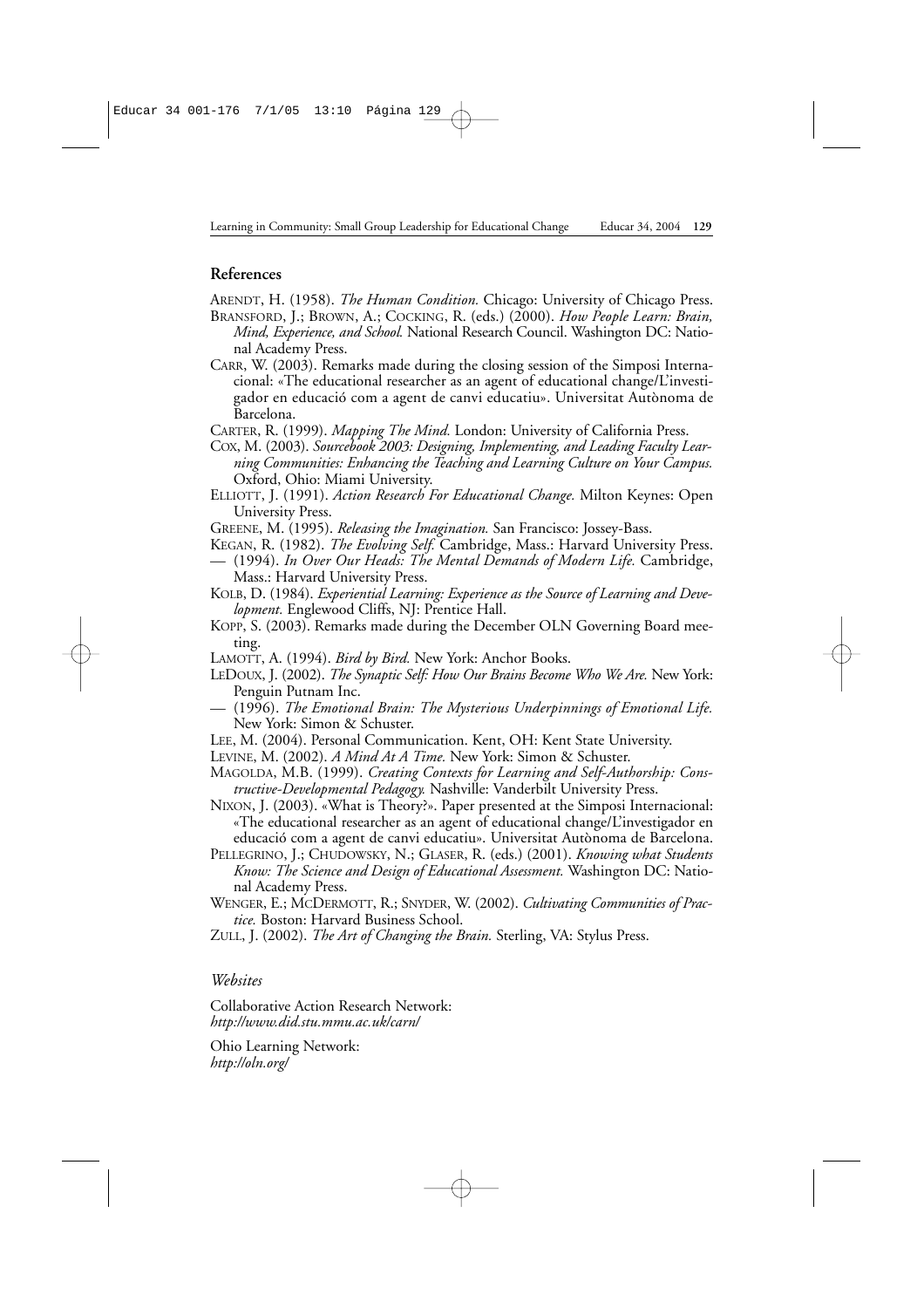## References

ARENDT, H. (1958). *The Human Condition.* Chicago: University of Chicago Press.

BRANSFORD, J.; BROWN, A.; COCKING, R. (eds.) (2000). *How People Learn: Brain, Mind, Experience, and School.* National Research Council. Washington DC: National Academy Press.

CARR, W. (2003). Remarks made during the closing session of the Simposi Internacional: «The educational researcher as an agent of educational change/L'investigador en educació com a agent de canvi educatiu». Universitat Autònoma de Barcelona.

CARTER, R. (1999). *Mapping The Mind.* London: University of California Press.

COX, M. (2003). *Sourcebook 2003: Designing, Implementing, and Leading Faculty Learning Communities: Enhancing the Teaching and Learning Culture on Your Campus.* Oxford, Ohio: Miami University.

ELLIOTT, J. (1991). *Action Research For Educational Change.* Milton Keynes: Open University Press.

GREENE, M. (1995). *Releasing the Imagination.* San Francisco: Jossey-Bass.

KEGAN, R. (1982). *The Evolving Self.* Cambridge, Mass.: Harvard University Press.

— (1994). *In Over Our Heads: The Mental Demands of Modern Life.* Cambridge, Mass.: Harvard University Press.

KOLB, D. (1984). *Experiential Learning: Experience as the Source of Learning and Development.* Englewood Cliffs, NJ: Prentice Hall.

KOPP, S. (2003). Remarks made during the December OLN Governing Board meeting.

LAMOTT, A. (1994). *Bird by Bird.* New York: Anchor Books.

LEDOUX, J. (2002). *The Synaptic Self: How Our Brains Become Who We Are.* New York: Penguin Putnam Inc.

— (1996). *The Emotional Brain: The Mysterious Underpinnings of Emotional Life.* New York: Simon & Schuster.

LEE, M. (2004). Personal Communication. Kent, OH: Kent State University.

LEVINE, M. (2002). *A Mind At A Time.* New York: Simon & Schuster.

MAGOLDA, M.B. (1999). *Creating Contexts for Learning and Self-Authorship: Constructive-Developmental Pedagogy.* Nashville: Vanderbilt University Press.

NIXON, J. (2003). «What is Theory?». Paper presented at the Simposi Internacional: «The educational researcher as an agent of educational change/L'investigador en educació com a agent de canvi educatiu». Universitat Autònoma de Barcelona.

PELLEGRINO, J.; CHUDOWSKY, N.; GLASER, R. (eds.) (2001). *Knowing what Students Know: The Science and Design of Educational Assessment.* Washington DC: National Academy Press.

WENGER, E.; MCDERMOTT, R.; SNYDER, W. (2002). *Cultivating Communities of Practice.* Boston: Harvard Business School.

ZULL, J. (2002). *The Art of Changing the Brain.* Sterling, VA: Stylus Press.

### *Websites*

Collaborative Action Research Network:
*http://www.did.stu.mmu.ac.uk/carn/*

Ohio Learning Network:
*http://oln.org/*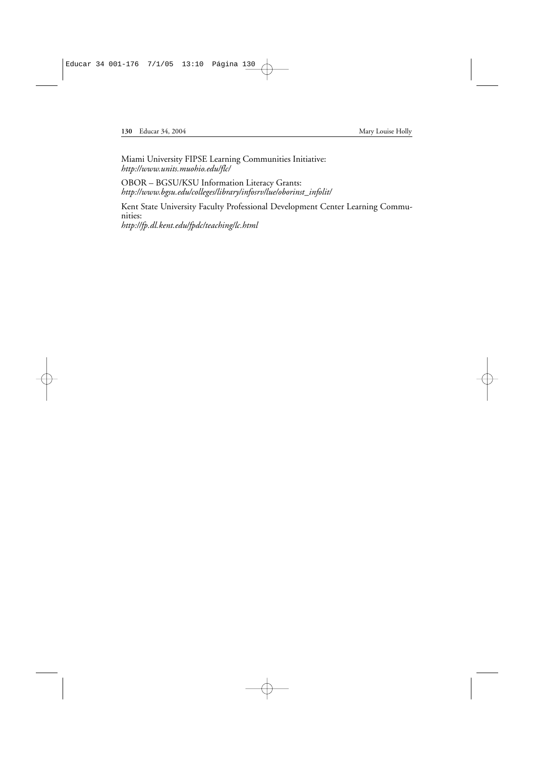Miami University FIPSE Learning Communities Initiative:
*http://www.units.muohio.edu/flc/*

OBOR – BGSU/KSU Information Literacy Grants:
*http://www.bgsu.edu/colleges/library/infosrv/lue/oborinst_infolit/*

Kent State University Faculty Professional Development Center Learning Communities:
*http://fp.dl.kent.edu/fpdc/teaching/lc.html*